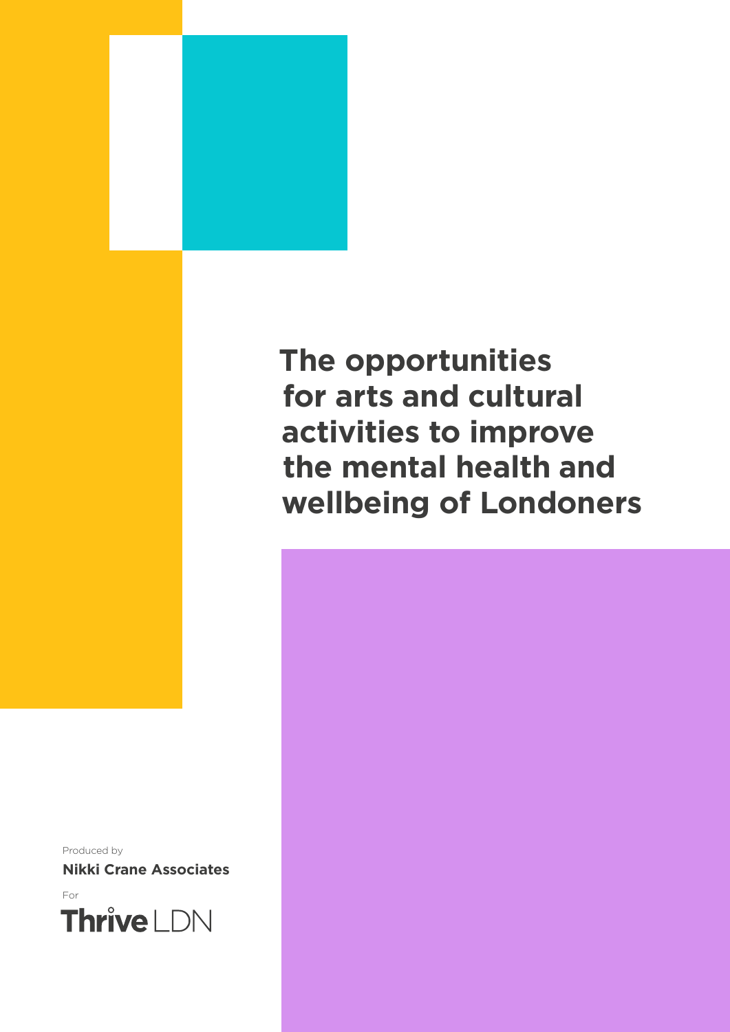# The opportunities for arts and cultural activities to improve the mental health and wellbeing of Londoners

Produced by

**Nikki Crane Associates**

For

Thrive LDN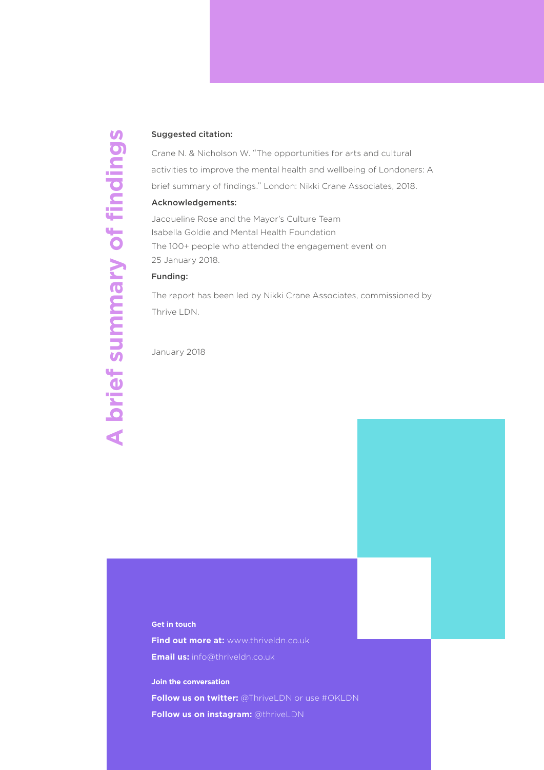# A brief summary of findings

**Suggested citation:**

Crane N. & Nicholson W. "The opportunities for arts and cultural activities to improve the mental health and wellbeing of Londoners: A brief summary of findings." London: Nikki Crane Associates, 2018.

**Acknowledgements:**

Jacqueline Rose and the Mayor's Culture Team
Isabella Goldie and Mental Health Foundation
The 100+ people who attended the engagement event on 25 January 2018.

**Funding:**

The report has been led by Nikki Crane Associates, commissioned by Thrive LDN.

January 2018

**Get in touch**

**Find out more at:** www.thriveldn.co.uk
**Email us:** info@thriveldn.co.uk

**Join the conversation**

**Follow us on twitter:** @ThriveLDN or use #OKLDN
**Follow us on instagram:** @thriveLDN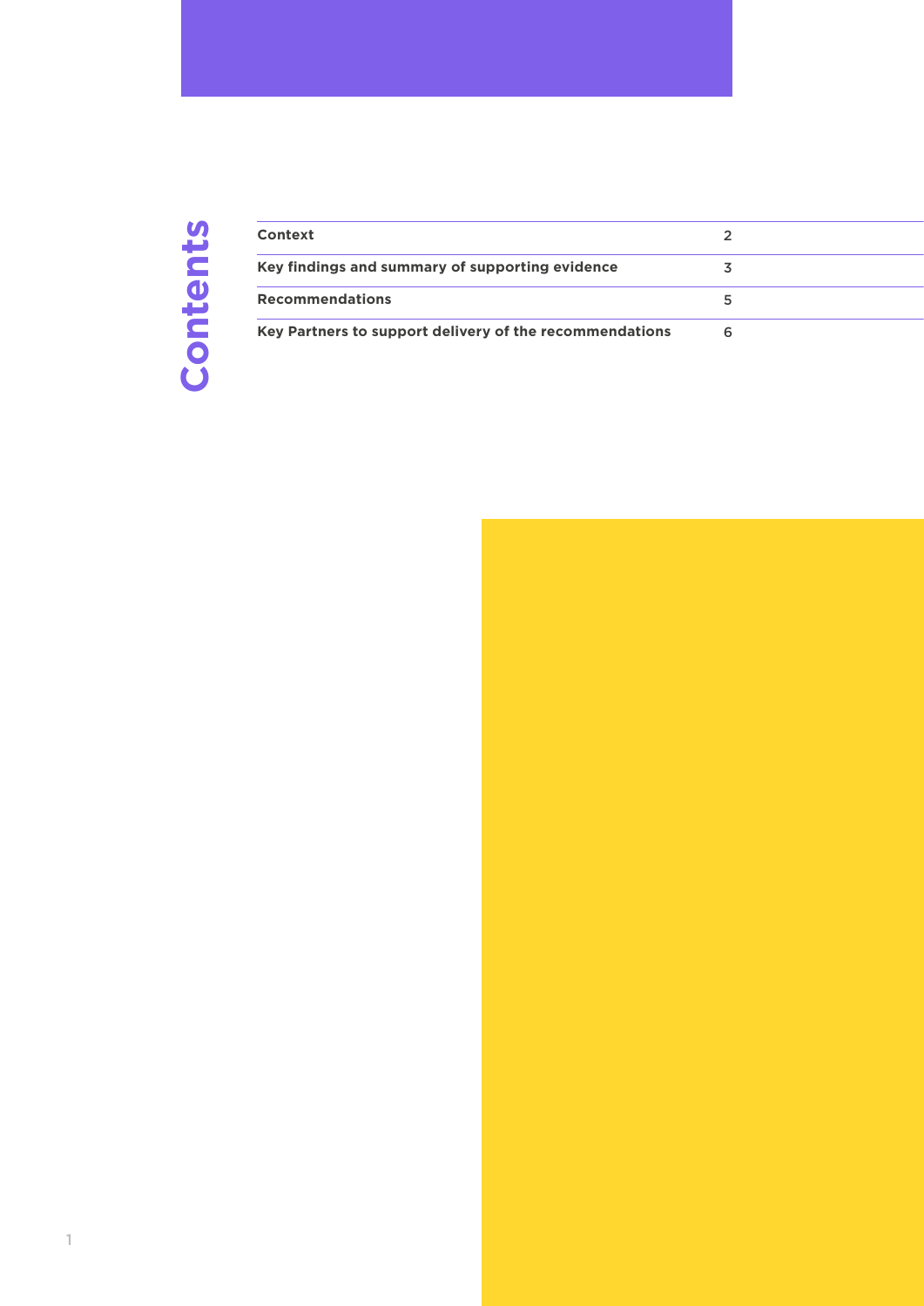# Contents

| | |
|---|---|
| **Context** | 2 |
| **Key findings and summary of supporting evidence** | 3 |
| **Recommendations** | 5 |
| **Key Partners to support delivery of the recommendations** | 6 |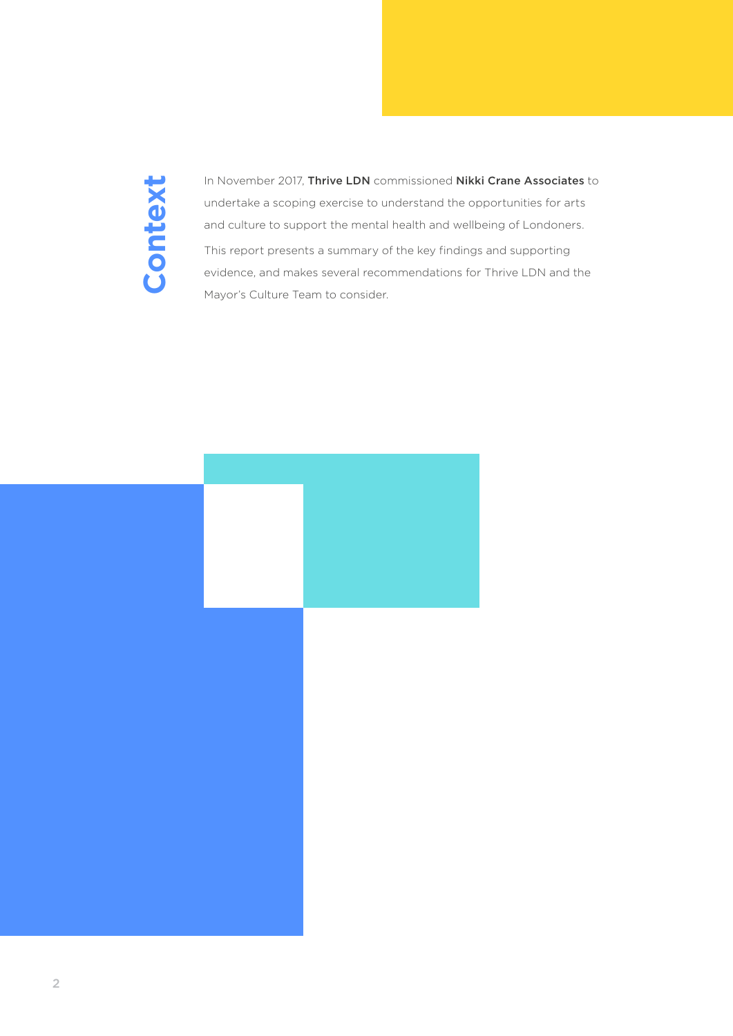# Context

In November 2017, **Thrive LDN** commissioned **Nikki Crane Associates** to undertake a scoping exercise to understand the opportunities for arts and culture to support the mental health and wellbeing of Londoners.

This report presents a summary of the key findings and supporting evidence, and makes several recommendations for Thrive LDN and the Mayor's Culture Team to consider.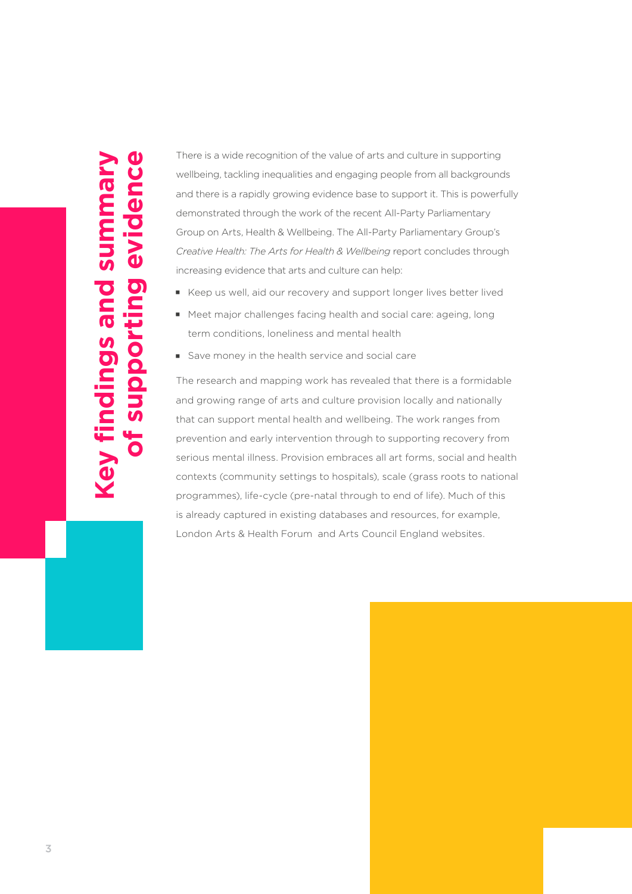# Key findings and summary of supporting evidence

There is a wide recognition of the value of arts and culture in supporting wellbeing, tackling inequalities and engaging people from all backgrounds and there is a rapidly growing evidence base to support it. This is powerfully demonstrated through the work of the recent All-Party Parliamentary Group on Arts, Health & Wellbeing. The All-Party Parliamentary Group's *Creative Health: The Arts for Health & Wellbeing* report concludes through increasing evidence that arts and culture can help:

- Keep us well, aid our recovery and support longer lives better lived
- Meet major challenges facing health and social care: ageing, long term conditions, loneliness and mental health
- Save money in the health service and social care

The research and mapping work has revealed that there is a formidable and growing range of arts and culture provision locally and nationally that can support mental health and wellbeing. The work ranges from prevention and early intervention through to supporting recovery from serious mental illness. Provision embraces all art forms, social and health contexts (community settings to hospitals), scale (grass roots to national programmes), life-cycle (pre-natal through to end of life). Much of this is already captured in existing databases and resources, for example, London Arts & Health Forum and Arts Council England websites.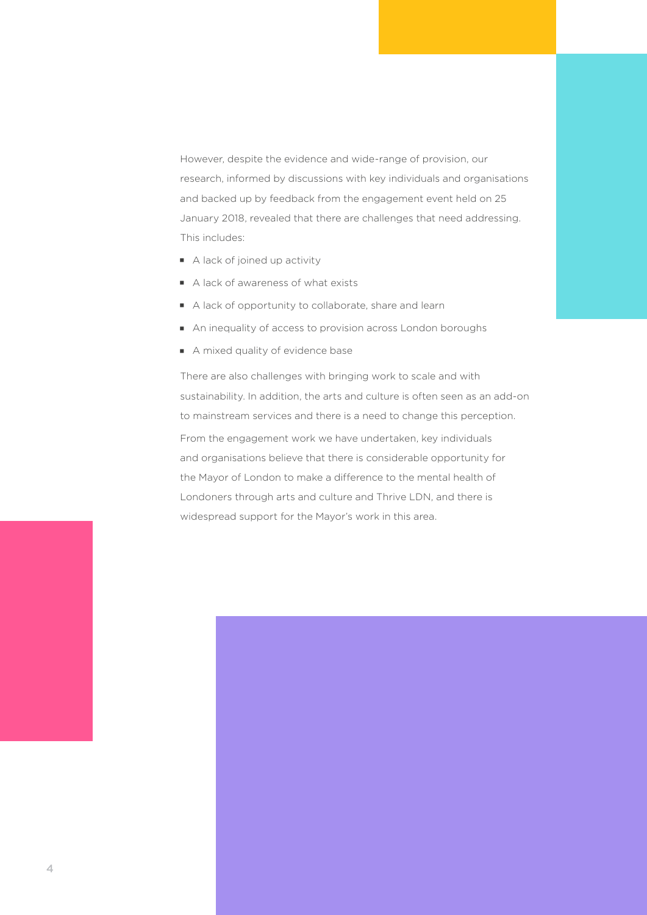However, despite the evidence and wide-range of provision, our research, informed by discussions with key individuals and organisations and backed up by feedback from the engagement event held on 25 January 2018, revealed that there are challenges that need addressing. This includes:

- A lack of joined up activity
- A lack of awareness of what exists
- A lack of opportunity to collaborate, share and learn
- An inequality of access to provision across London boroughs
- A mixed quality of evidence base

There are also challenges with bringing work to scale and with sustainability. In addition, the arts and culture is often seen as an add-on to mainstream services and there is a need to change this perception.

From the engagement work we have undertaken, key individuals and organisations believe that there is considerable opportunity for the Mayor of London to make a difference to the mental health of Londoners through arts and culture and Thrive LDN, and there is widespread support for the Mayor's work in this area.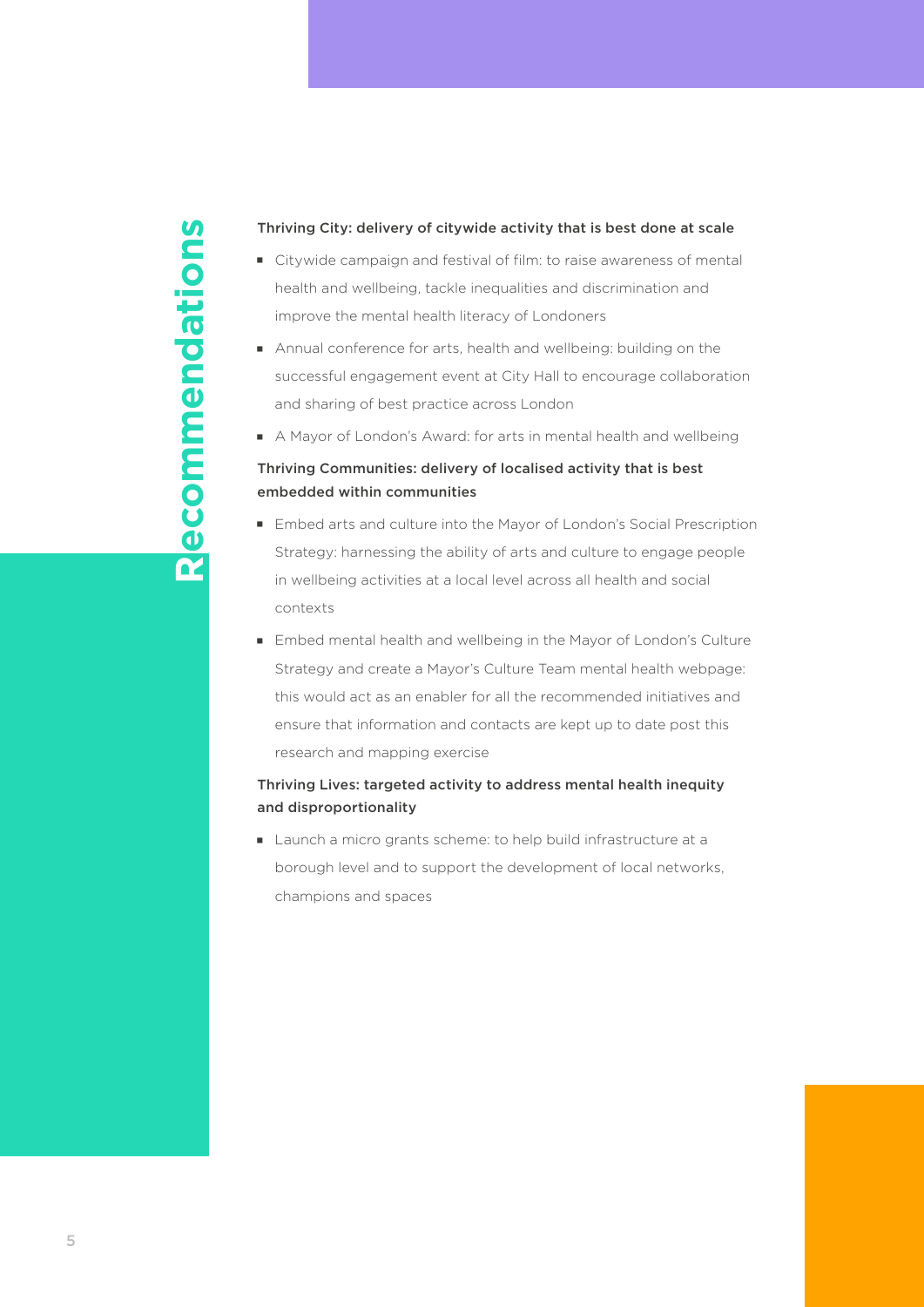# Recommendations

**Thriving City: delivery of citywide activity that is best done at scale**

- Citywide campaign and festival of film: to raise awareness of mental health and wellbeing, tackle inequalities and discrimination and improve the mental health literacy of Londoners
- Annual conference for arts, health and wellbeing: building on the successful engagement event at City Hall to encourage collaboration and sharing of best practice across London
- A Mayor of London's Award: for arts in mental health and wellbeing

**Thriving Communities: delivery of localised activity that is best embedded within communities**

- Embed arts and culture into the Mayor of London's Social Prescription Strategy: harnessing the ability of arts and culture to engage people in wellbeing activities at a local level across all health and social contexts
- Embed mental health and wellbeing in the Mayor of London's Culture Strategy and create a Mayor's Culture Team mental health webpage: this would act as an enabler for all the recommended initiatives and ensure that information and contacts are kept up to date post this research and mapping exercise

**Thriving Lives: targeted activity to address mental health inequity and disproportionality**

- Launch a micro grants scheme: to help build infrastructure at a borough level and to support the development of local networks, champions and spaces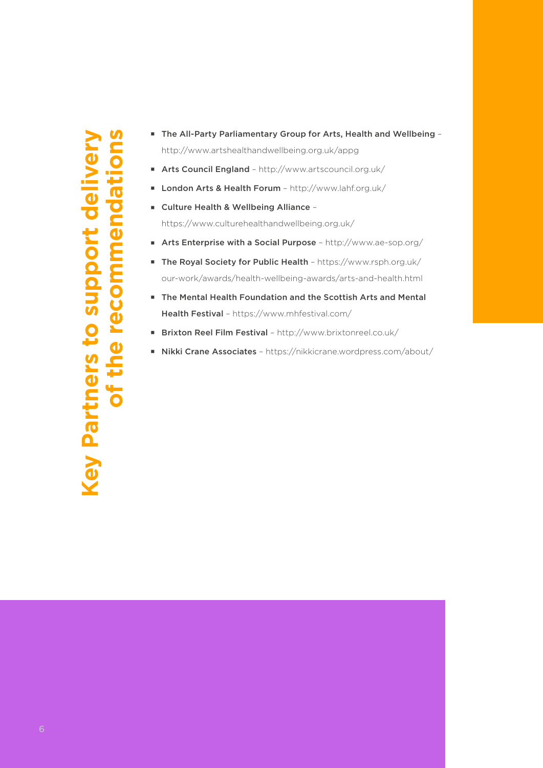# Key Partners to support delivery of the recommendations

- **The All-Party Parliamentary Group for Arts, Health and Wellbeing** – http://www.artshealthandwellbeing.org.uk/appg
- **Arts Council England** – http://www.artscouncil.org.uk/
- **London Arts & Health Forum** – http://www.lahf.org.uk/
- **Culture Health & Wellbeing Alliance** – https://www.culturehealthandwellbeing.org.uk/
- **Arts Enterprise with a Social Purpose** – http://www.ae-sop.org/
- **The Royal Society for Public Health** – https://www.rsph.org.uk/our-work/awards/health-wellbeing-awards/arts-and-health.html
- **The Mental Health Foundation and the Scottish Arts and Mental Health Festival** – https://www.mhfestival.com/
- **Brixton Reel Film Festival** – http://www.brixtonreel.co.uk/
- **Nikki Crane Associates** – https://nikkicrane.wordpress.com/about/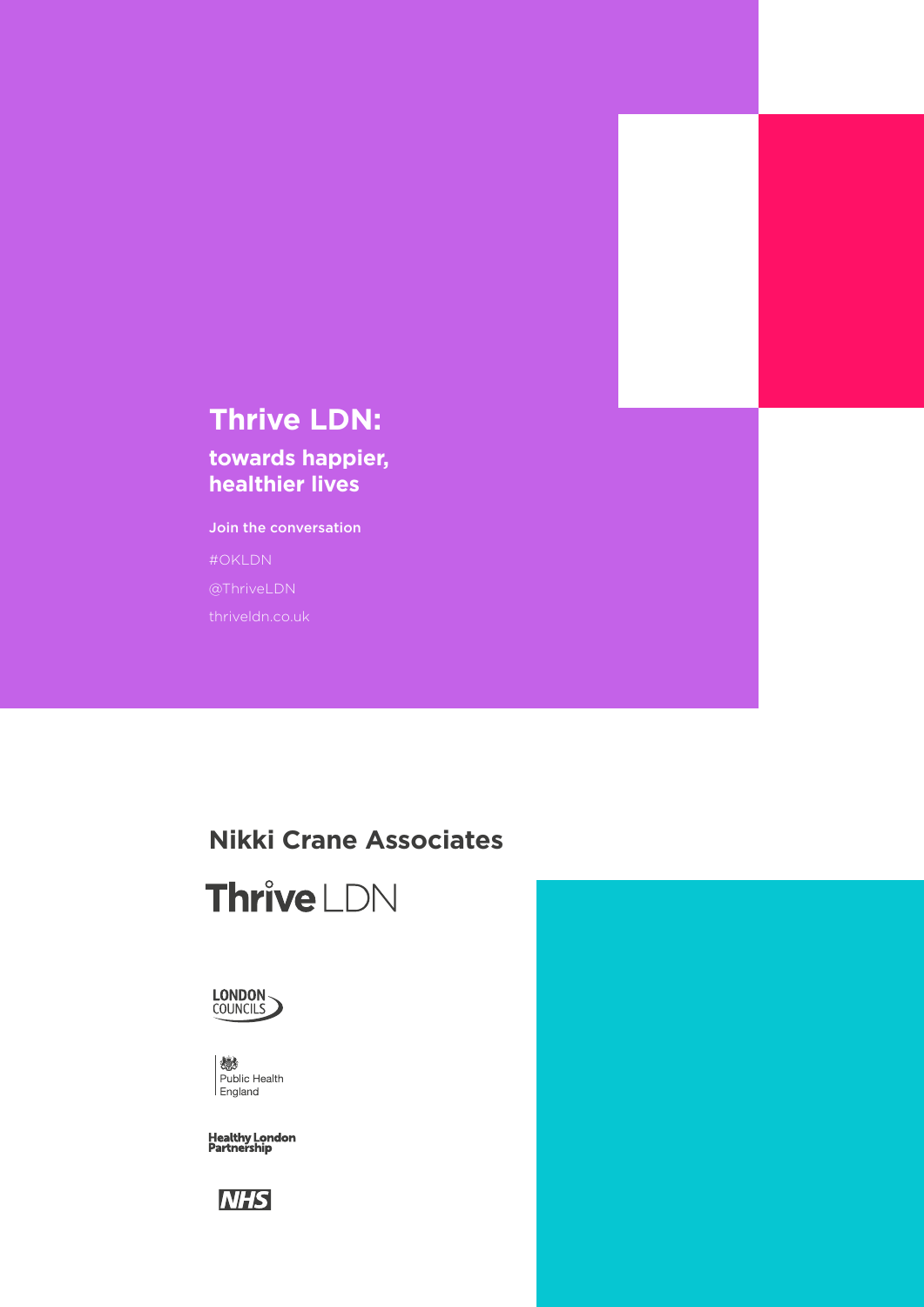# Thrive LDN:

## towards happier, healthier lives

**Join the conversation**

#OKLDN

@ThriveLDN

thriveldn.co.uk

**Nikki Crane Associates**

Thrive LDN

LONDON COUNCILS

Public Health England

Healthy London Partnership

NHS